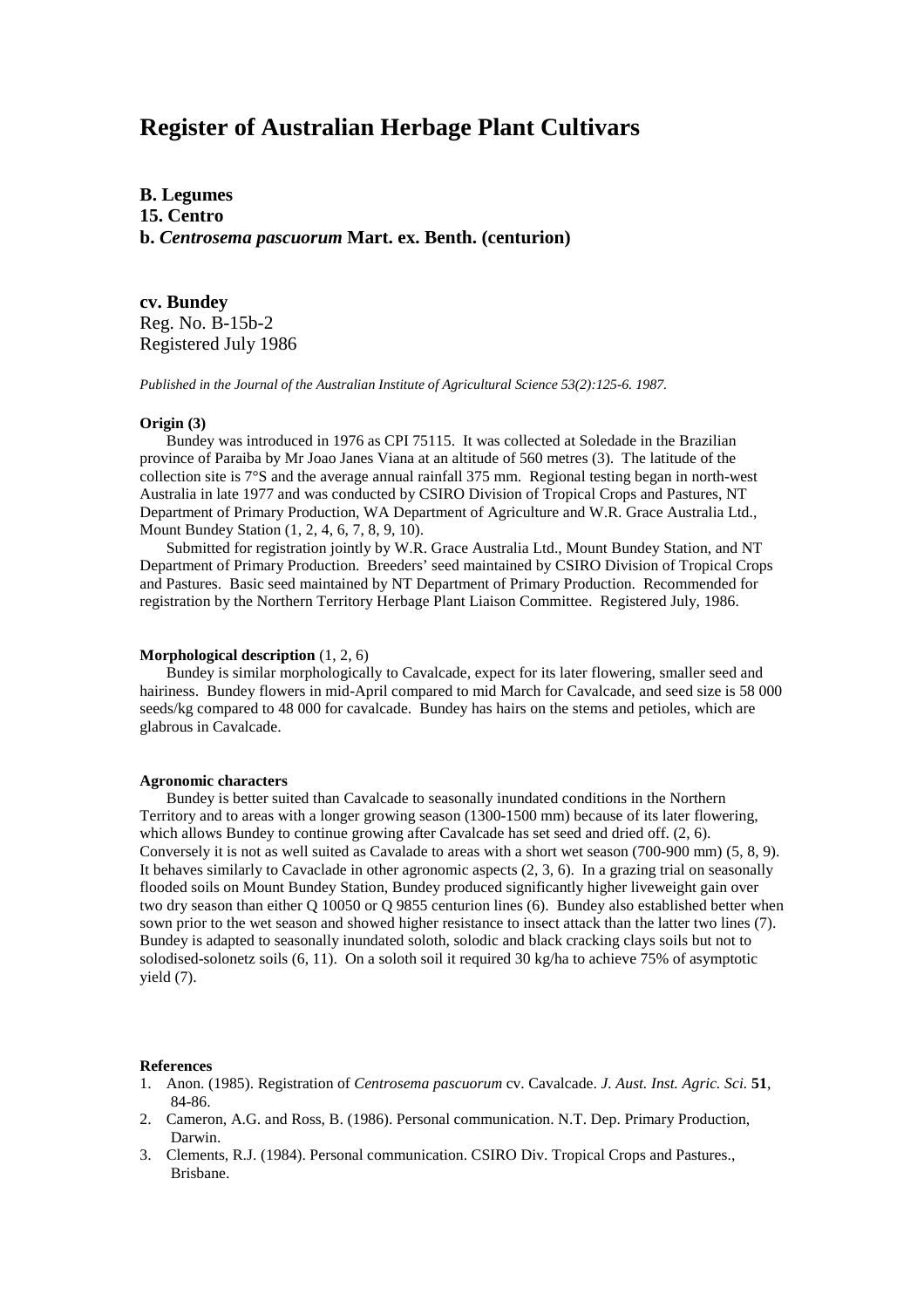# Register of Australian Herbage Plant Cultivars

**B. Legumes**
**15. Centro**
**b. *Centrosema pascuorum* Mart. ex. Benth. (centurion)**

**cv. Bundey**
Reg. No. B-15b-2
Registered July 1986

*Published in the Journal of the Australian Institute of Agricultural Science 53(2):125-6. 1987.*

**Origin (3)**

Bundey was introduced in 1976 as CPI 75115. It was collected at Soledade in the Brazilian province of Paraiba by Mr Joao Janes Viana at an altitude of 560 metres (3). The latitude of the collection site is 7°S and the average annual rainfall 375 mm. Regional testing began in north-west Australia in late 1977 and was conducted by CSIRO Division of Tropical Crops and Pastures, NT Department of Primary Production, WA Department of Agriculture and W.R. Grace Australia Ltd., Mount Bundey Station (1, 2, 4, 6, 7, 8, 9, 10).

Submitted for registration jointly by W.R. Grace Australia Ltd., Mount Bundey Station, and NT Department of Primary Production. Breeders' seed maintained by CSIRO Division of Tropical Crops and Pastures. Basic seed maintained by NT Department of Primary Production. Recommended for registration by the Northern Territory Herbage Plant Liaison Committee. Registered July, 1986.

**Morphological description** (1, 2, 6)

Bundey is similar morphologically to Cavalcade, expect for its later flowering, smaller seed and hairiness. Bundey flowers in mid-April compared to mid March for Cavalcade, and seed size is 58 000 seeds/kg compared to 48 000 for cavalcade. Bundey has hairs on the stems and petioles, which are glabrous in Cavalcade.

**Agronomic characters**

Bundey is better suited than Cavalcade to seasonally inundated conditions in the Northern Territory and to areas with a longer growing season (1300-1500 mm) because of its later flowering, which allows Bundey to continue growing after Cavalcade has set seed and dried off. (2, 6). Conversely it is not as well suited as Cavalade to areas with a short wet season (700-900 mm) (5, 8, 9). It behaves similarly to Cavaclade in other agronomic aspects (2, 3, 6). In a grazing trial on seasonally flooded soils on Mount Bundey Station, Bundey produced significantly higher liveweight gain over two dry season than either Q 10050 or Q 9855 centurion lines (6). Bundey also established better when sown prior to the wet season and showed higher resistance to insect attack than the latter two lines (7). Bundey is adapted to seasonally inundated soloth, solodic and black cracking clays soils but not to solodised-solonetz soils (6, 11). On a soloth soil it required 30 kg/ha to achieve 75% of asymptotic yield (7).

**References**

1. Anon. (1985). Registration of *Centrosema pascuorum* cv. Cavalcade. *J. Aust. Inst. Agric. Sci.* **51**, 84-86.
2. Cameron, A.G. and Ross, B. (1986). Personal communication. N.T. Dep. Primary Production, Darwin.
3. Clements, R.J. (1984). Personal communication. CSIRO Div. Tropical Crops and Pastures., Brisbane.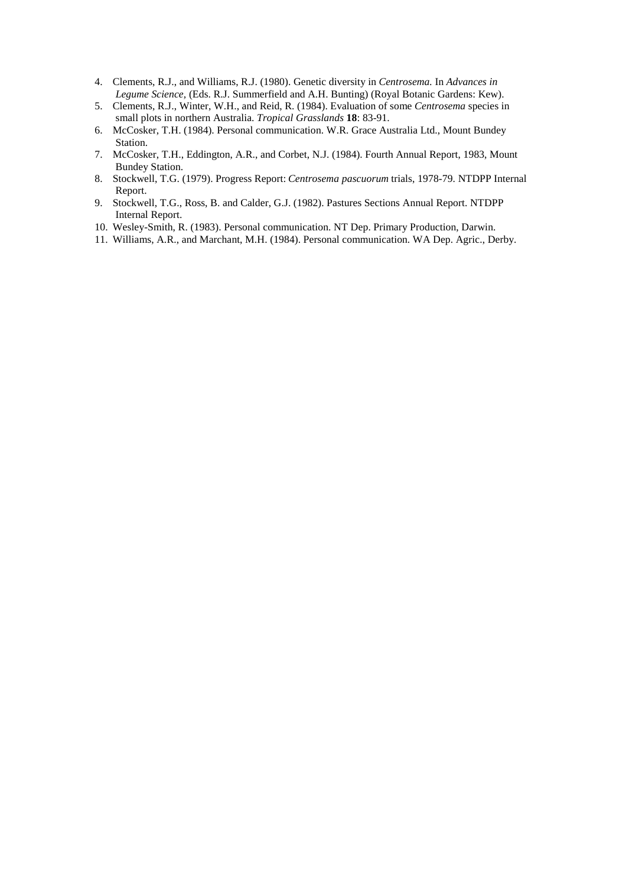4. Clements, R.J., and Williams, R.J. (1980). Genetic diversity in *Centrosema.* In *Advances in Legume Science*, (Eds. R.J. Summerfield and A.H. Bunting) (Royal Botanic Gardens: Kew).
5. Clements, R.J., Winter, W.H., and Reid, R. (1984). Evaluation of some *Centrosema* species in small plots in northern Australia. *Tropical Grasslands* **18**: 83-91.
6. McCosker, T.H. (1984). Personal communication. W.R. Grace Australia Ltd., Mount Bundey Station.
7. McCosker, T.H., Eddington, A.R., and Corbet, N.J. (1984). Fourth Annual Report, 1983, Mount Bundey Station.
8. Stockwell, T.G. (1979). Progress Report: *Centrosema pascuorum* trials, 1978-79. NTDPP Internal Report.
9. Stockwell, T.G., Ross, B. and Calder, G.J. (1982). Pastures Sections Annual Report. NTDPP Internal Report.
10. Wesley-Smith, R. (1983). Personal communication. NT Dep. Primary Production, Darwin.
11. Williams, A.R., and Marchant, M.H. (1984). Personal communication. WA Dep. Agric., Derby.